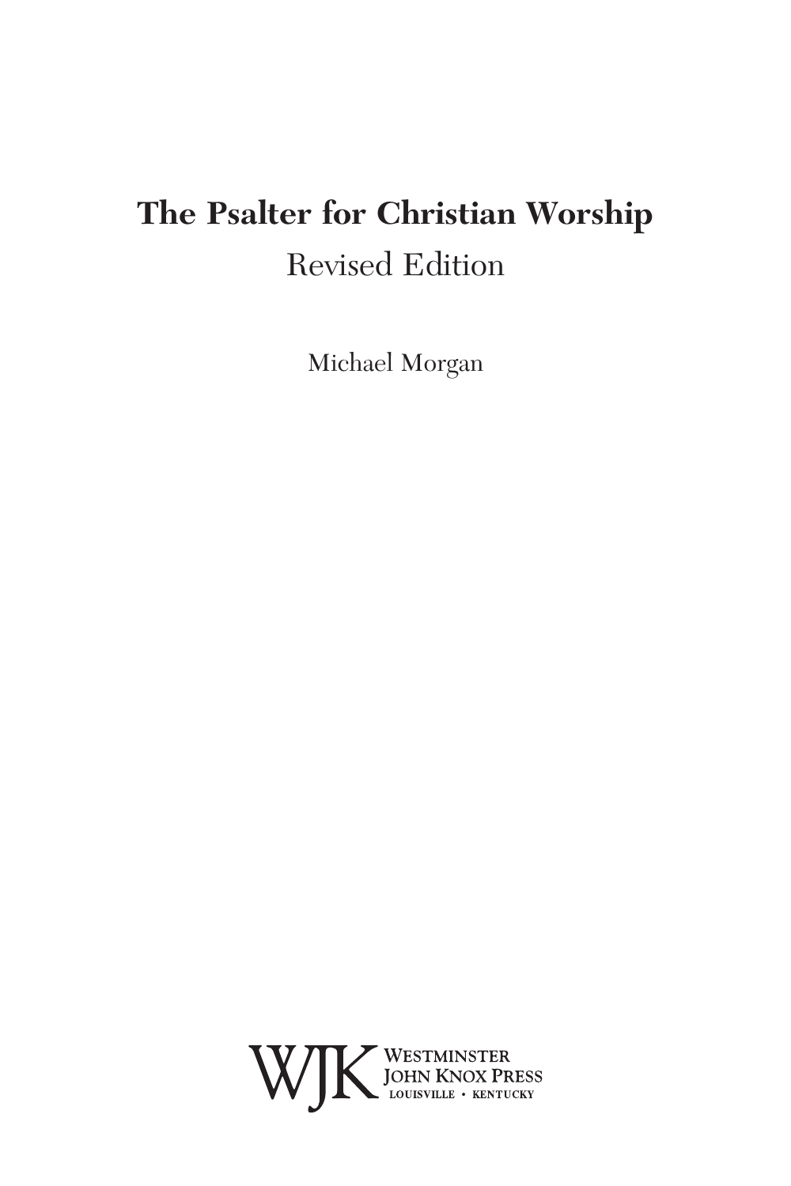# The Psalter for Christian Worship

Revised Edition

Michael Morgan

WJK Westminster John Knox Press
Louisville • Kentucky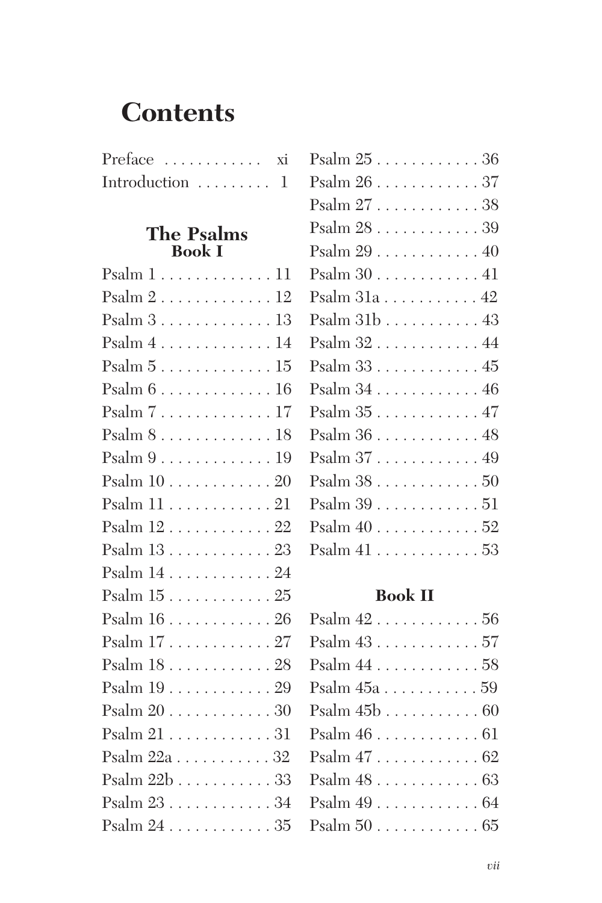# Contents

Preface . . . . . . . . . . . . xi
Introduction . . . . . . . . . 1

## The Psalms

### Book I

Psalm 1 . . . . . . . . . . . . . 11
Psalm 2 . . . . . . . . . . . . . 12
Psalm 3 . . . . . . . . . . . . . 13
Psalm 4 . . . . . . . . . . . . . 14
Psalm 5 . . . . . . . . . . . . . 15
Psalm 6 . . . . . . . . . . . . . 16
Psalm 7 . . . . . . . . . . . . . 17
Psalm 8 . . . . . . . . . . . . . 18
Psalm 9 . . . . . . . . . . . . . 19
Psalm 10 . . . . . . . . . . . . 20
Psalm 11 . . . . . . . . . . . . 21
Psalm 12 . . . . . . . . . . . . 22
Psalm 13 . . . . . . . . . . . . 23
Psalm 14 . . . . . . . . . . . . 24
Psalm 15 . . . . . . . . . . . . 25
Psalm 16 . . . . . . . . . . . . 26
Psalm 17 . . . . . . . . . . . . 27
Psalm 18 . . . . . . . . . . . . 28
Psalm 19 . . . . . . . . . . . . 29
Psalm 20 . . . . . . . . . . . . 30
Psalm 21 . . . . . . . . . . . . 31
Psalm 22a . . . . . . . . . . . 32
Psalm 22b . . . . . . . . . . . 33
Psalm 23 . . . . . . . . . . . . 34
Psalm 24 . . . . . . . . . . . . 35
Psalm 25 . . . . . . . . . . . . 36
Psalm 26 . . . . . . . . . . . . 37
Psalm 27 . . . . . . . . . . . . 38
Psalm 28 . . . . . . . . . . . . 39
Psalm 29 . . . . . . . . . . . . 40
Psalm 30 . . . . . . . . . . . . 41
Psalm 31a . . . . . . . . . . . 42
Psalm 31b . . . . . . . . . . . 43
Psalm 32 . . . . . . . . . . . . 44
Psalm 33 . . . . . . . . . . . . 45
Psalm 34 . . . . . . . . . . . . 46
Psalm 35 . . . . . . . . . . . . 47
Psalm 36 . . . . . . . . . . . . 48
Psalm 37 . . . . . . . . . . . . 49
Psalm 38 . . . . . . . . . . . . 50
Psalm 39 . . . . . . . . . . . . 51
Psalm 40 . . . . . . . . . . . . 52
Psalm 41 . . . . . . . . . . . . 53

### Book II

Psalm 42 . . . . . . . . . . . . 56
Psalm 43 . . . . . . . . . . . . 57
Psalm 44 . . . . . . . . . . . . 58
Psalm 45a . . . . . . . . . . . 59
Psalm 45b . . . . . . . . . . . 60
Psalm 46 . . . . . . . . . . . . 61
Psalm 47 . . . . . . . . . . . . 62
Psalm 48 . . . . . . . . . . . . 63
Psalm 49 . . . . . . . . . . . . 64
Psalm 50 . . . . . . . . . . . . 65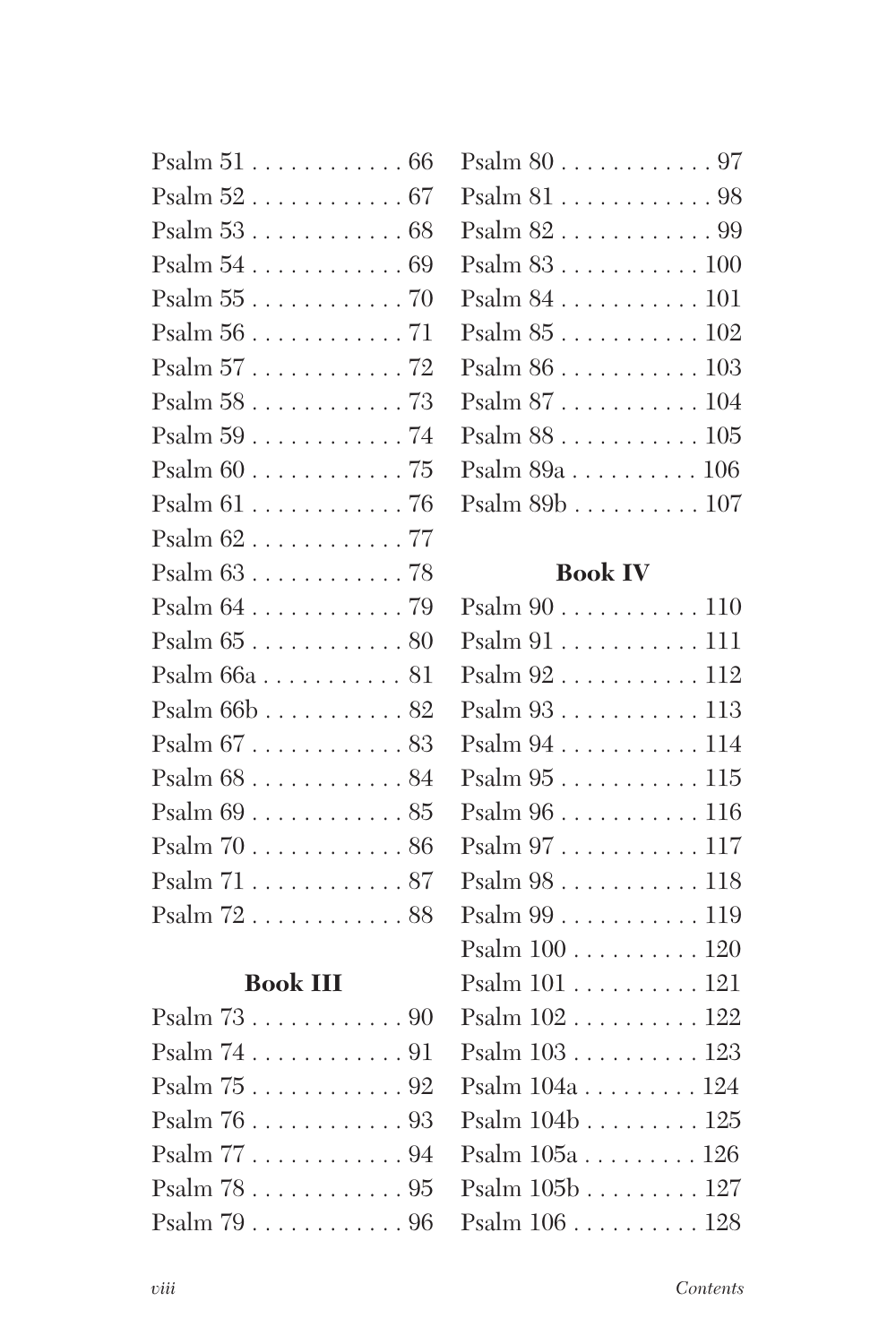Psalm 51 . . . . . . . . . . . . 66
Psalm 52 . . . . . . . . . . . . 67
Psalm 53 . . . . . . . . . . . . 68
Psalm 54 . . . . . . . . . . . . 69
Psalm 55 . . . . . . . . . . . . 70
Psalm 56 . . . . . . . . . . . . 71
Psalm 57 . . . . . . . . . . . . 72
Psalm 58 . . . . . . . . . . . . 73
Psalm 59 . . . . . . . . . . . . 74
Psalm 60 . . . . . . . . . . . . 75
Psalm 61 . . . . . . . . . . . . 76
Psalm 62 . . . . . . . . . . . . 77
Psalm 63 . . . . . . . . . . . . 78
Psalm 64 . . . . . . . . . . . . 79
Psalm 65 . . . . . . . . . . . . 80
Psalm 66a . . . . . . . . . . . 81
Psalm 66b . . . . . . . . . . . 82
Psalm 67 . . . . . . . . . . . . 83
Psalm 68 . . . . . . . . . . . . 84
Psalm 69 . . . . . . . . . . . . 85
Psalm 70 . . . . . . . . . . . . 86
Psalm 71 . . . . . . . . . . . . 87
Psalm 72 . . . . . . . . . . . . 88

**Book III**

Psalm 73 . . . . . . . . . . . . 90
Psalm 74 . . . . . . . . . . . . 91
Psalm 75 . . . . . . . . . . . . 92
Psalm 76 . . . . . . . . . . . . 93
Psalm 77 . . . . . . . . . . . . 94
Psalm 78 . . . . . . . . . . . . 95
Psalm 79 . . . . . . . . . . . . 96
Psalm 80 . . . . . . . . . . . . 97
Psalm 81 . . . . . . . . . . . . 98
Psalm 82 . . . . . . . . . . . . 99
Psalm 83 . . . . . . . . . . . 100
Psalm 84 . . . . . . . . . . . 101
Psalm 85 . . . . . . . . . . . 102
Psalm 86 . . . . . . . . . . . 103
Psalm 87 . . . . . . . . . . . 104
Psalm 88 . . . . . . . . . . . 105
Psalm 89a . . . . . . . . . . 106
Psalm 89b . . . . . . . . . . 107

**Book IV**

Psalm 90 . . . . . . . . . . . 110
Psalm 91 . . . . . . . . . . . 111
Psalm 92 . . . . . . . . . . . 112
Psalm 93 . . . . . . . . . . . 113
Psalm 94 . . . . . . . . . . . 114
Psalm 95 . . . . . . . . . . . 115
Psalm 96 . . . . . . . . . . . 116
Psalm 97 . . . . . . . . . . . 117
Psalm 98 . . . . . . . . . . . 118
Psalm 99 . . . . . . . . . . . 119
Psalm 100 . . . . . . . . . . 120
Psalm 101 . . . . . . . . . . 121
Psalm 102 . . . . . . . . . . 122
Psalm 103 . . . . . . . . . . 123
Psalm 104a . . . . . . . . . 124
Psalm 104b . . . . . . . . . 125
Psalm 105a . . . . . . . . . 126
Psalm 105b . . . . . . . . . 127
Psalm 106 . . . . . . . . . . 128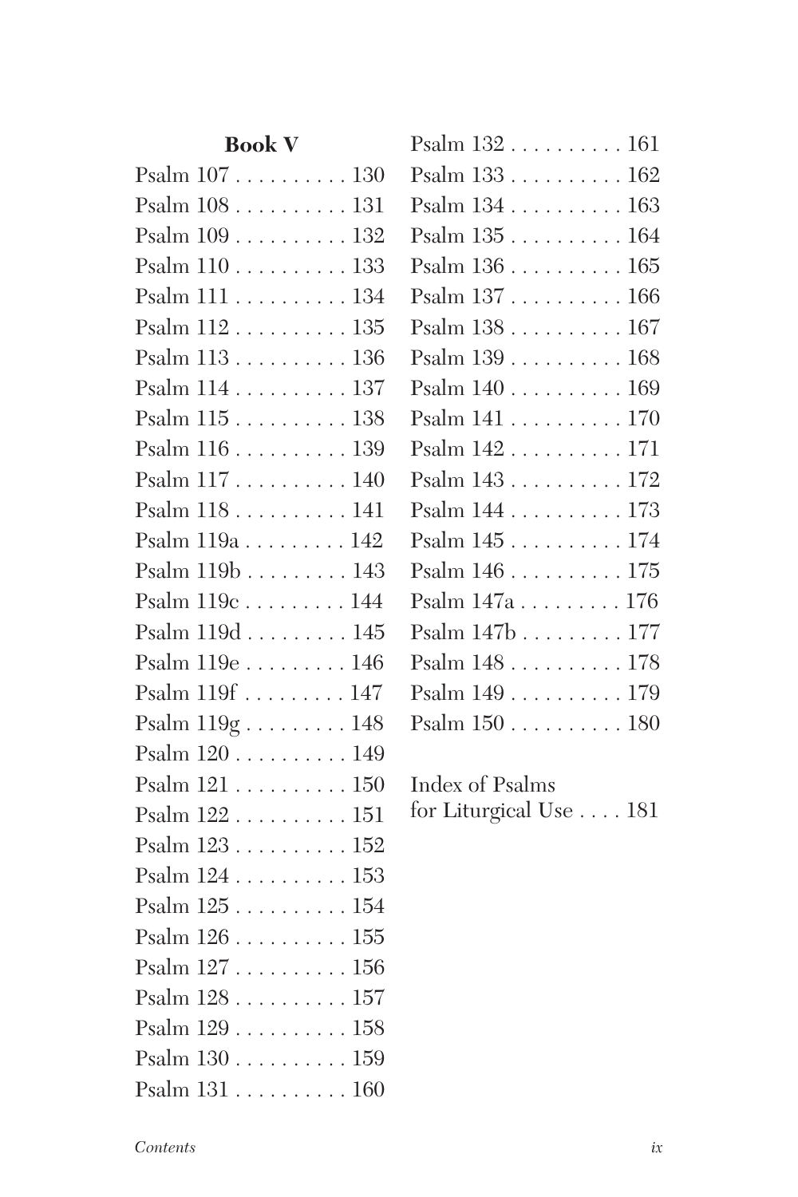**Book V**

Psalm 107 . . . . . . . . . . 130
Psalm 108 . . . . . . . . . . 131
Psalm 109 . . . . . . . . . . 132
Psalm 110 . . . . . . . . . . 133
Psalm 111 . . . . . . . . . . 134
Psalm 112 . . . . . . . . . . 135
Psalm 113 . . . . . . . . . . 136
Psalm 114 . . . . . . . . . . 137
Psalm 115 . . . . . . . . . . 138
Psalm 116 . . . . . . . . . . 139
Psalm 117 . . . . . . . . . . 140
Psalm 118 . . . . . . . . . . 141
Psalm 119a . . . . . . . . . 142
Psalm 119b . . . . . . . . . 143
Psalm 119c . . . . . . . . . 144
Psalm 119d . . . . . . . . . 145
Psalm 119e . . . . . . . . . 146
Psalm 119f . . . . . . . . . 147
Psalm 119g . . . . . . . . . 148
Psalm 120 . . . . . . . . . . 149
Psalm 121 . . . . . . . . . . 150
Psalm 122 . . . . . . . . . . 151
Psalm 123 . . . . . . . . . . 152
Psalm 124 . . . . . . . . . . 153
Psalm 125 . . . . . . . . . . 154
Psalm 126 . . . . . . . . . . 155
Psalm 127 . . . . . . . . . . 156
Psalm 128 . . . . . . . . . . 157
Psalm 129 . . . . . . . . . . 158
Psalm 130 . . . . . . . . . . 159
Psalm 131 . . . . . . . . . . 160
Psalm 132 . . . . . . . . . . 161
Psalm 133 . . . . . . . . . . 162
Psalm 134 . . . . . . . . . . 163
Psalm 135 . . . . . . . . . . 164
Psalm 136 . . . . . . . . . . 165
Psalm 137 . . . . . . . . . . 166
Psalm 138 . . . . . . . . . . 167
Psalm 139 . . . . . . . . . . 168
Psalm 140 . . . . . . . . . . 169
Psalm 141 . . . . . . . . . . 170
Psalm 142 . . . . . . . . . . 171
Psalm 143 . . . . . . . . . . 172
Psalm 144 . . . . . . . . . . 173
Psalm 145 . . . . . . . . . . 174
Psalm 146 . . . . . . . . . . 175
Psalm 147a . . . . . . . . . 176
Psalm 147b . . . . . . . . . 177
Psalm 148 . . . . . . . . . . 178
Psalm 149 . . . . . . . . . . 179
Psalm 150 . . . . . . . . . . 180

Index of Psalms
for Liturgical Use . . . . 181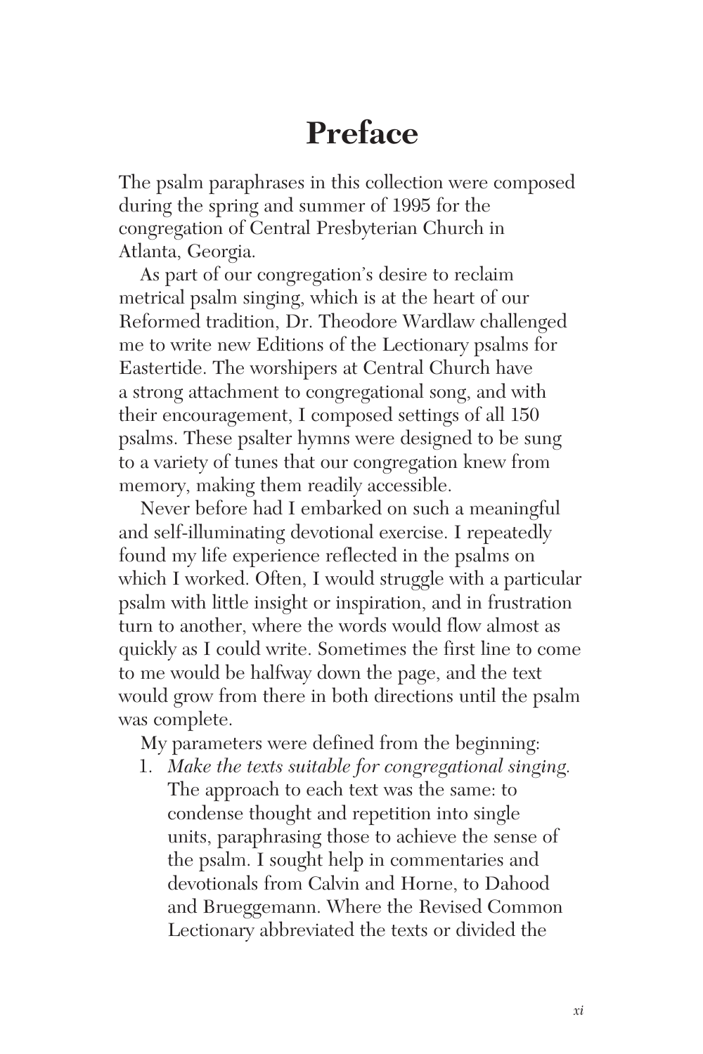# Preface

The psalm paraphrases in this collection were composed during the spring and summer of 1995 for the congregation of Central Presbyterian Church in Atlanta, Georgia.

As part of our congregation's desire to reclaim metrical psalm singing, which is at the heart of our Reformed tradition, Dr. Theodore Wardlaw challenged me to write new Editions of the Lectionary psalms for Eastertide. The worshipers at Central Church have a strong attachment to congregational song, and with their encouragement, I composed settings of all 150 psalms. These psalter hymns were designed to be sung to a variety of tunes that our congregation knew from memory, making them readily accessible.

Never before had I embarked on such a meaningful and self-illuminating devotional exercise. I repeatedly found my life experience reflected in the psalms on which I worked. Often, I would struggle with a particular psalm with little insight or inspiration, and in frustration turn to another, where the words would flow almost as quickly as I could write. Sometimes the first line to come to me would be halfway down the page, and the text would grow from there in both directions until the psalm was complete.

My parameters were defined from the beginning:

1. *Make the texts suitable for congregational singing.* The approach to each text was the same: to condense thought and repetition into single units, paraphrasing those to achieve the sense of the psalm. I sought help in commentaries and devotionals from Calvin and Horne, to Dahood and Brueggemann. Where the Revised Common Lectionary abbreviated the texts or divided the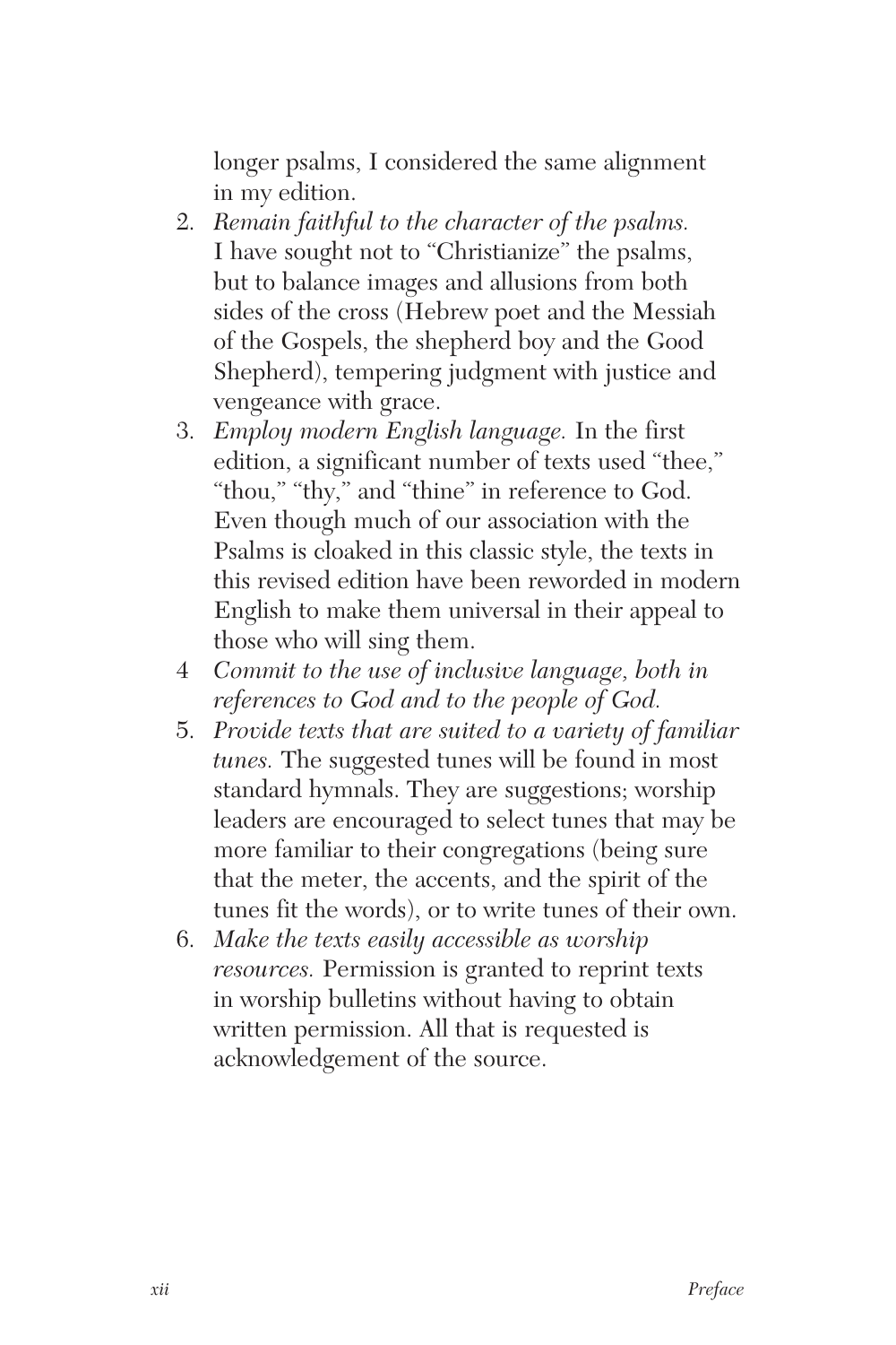longer psalms, I considered the same alignment in my edition.

2. *Remain faithful to the character of the psalms.* I have sought not to "Christianize" the psalms, but to balance images and allusions from both sides of the cross (Hebrew poet and the Messiah of the Gospels, the shepherd boy and the Good Shepherd), tempering judgment with justice and vengeance with grace.
3. *Employ modern English language.* In the first edition, a significant number of texts used "thee," "thou," "thy," and "thine" in reference to God. Even though much of our association with the Psalms is cloaked in this classic style, the texts in this revised edition have been reworded in modern English to make them universal in their appeal to those who will sing them.
4. *Commit to the use of inclusive language, both in references to God and to the people of God.*
5. *Provide texts that are suited to a variety of familiar tunes.* The suggested tunes will be found in most standard hymnals. They are suggestions; worship leaders are encouraged to select tunes that may be more familiar to their congregations (being sure that the meter, the accents, and the spirit of the tunes fit the words), or to write tunes of their own.
6. *Make the texts easily accessible as worship resources.* Permission is granted to reprint texts in worship bulletins without having to obtain written permission. All that is requested is acknowledgement of the source.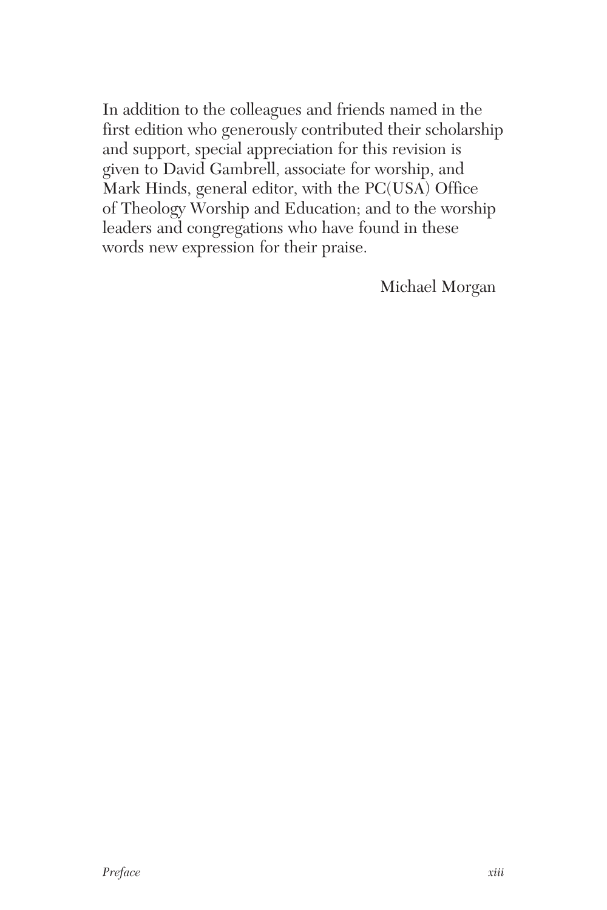In addition to the colleagues and friends named in the first edition who generously contributed their scholarship and support, special appreciation for this revision is given to David Gambrell, associate for worship, and Mark Hinds, general editor, with the PC(USA) Office of Theology Worship and Education; and to the worship leaders and congregations who have found in these words new expression for their praise.

Michael Morgan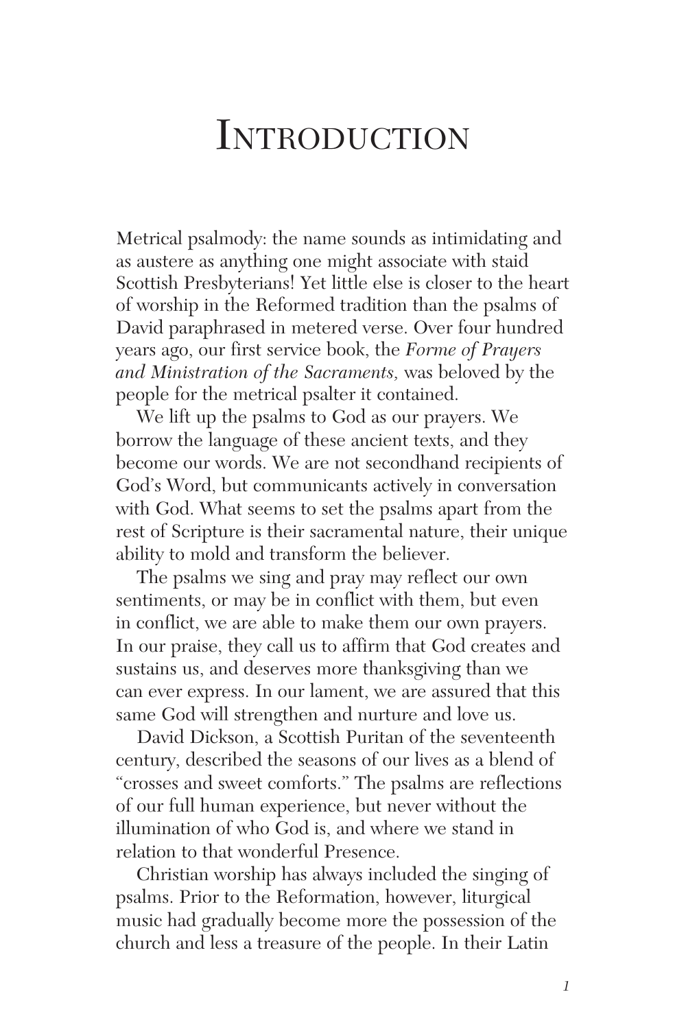# Introduction

Metrical psalmody: the name sounds as intimidating and as austere as anything one might associate with staid Scottish Presbyterians! Yet little else is closer to the heart of worship in the Reformed tradition than the psalms of David paraphrased in metered verse. Over four hundred years ago, our first service book, the *Forme of Prayers and Ministration of the Sacraments,* was beloved by the people for the metrical psalter it contained.

We lift up the psalms to God as our prayers. We borrow the language of these ancient texts, and they become our words. We are not secondhand recipients of God's Word, but communicants actively in conversation with God. What seems to set the psalms apart from the rest of Scripture is their sacramental nature, their unique ability to mold and transform the believer.

The psalms we sing and pray may reflect our own sentiments, or may be in conflict with them, but even in conflict, we are able to make them our own prayers. In our praise, they call us to affirm that God creates and sustains us, and deserves more thanksgiving than we can ever express. In our lament, we are assured that this same God will strengthen and nurture and love us.

David Dickson, a Scottish Puritan of the seventeenth century, described the seasons of our lives as a blend of "crosses and sweet comforts." The psalms are reflections of our full human experience, but never without the illumination of who God is, and where we stand in relation to that wonderful Presence.

Christian worship has always included the singing of psalms. Prior to the Reformation, however, liturgical music had gradually become more the possession of the church and less a treasure of the people. In their Latin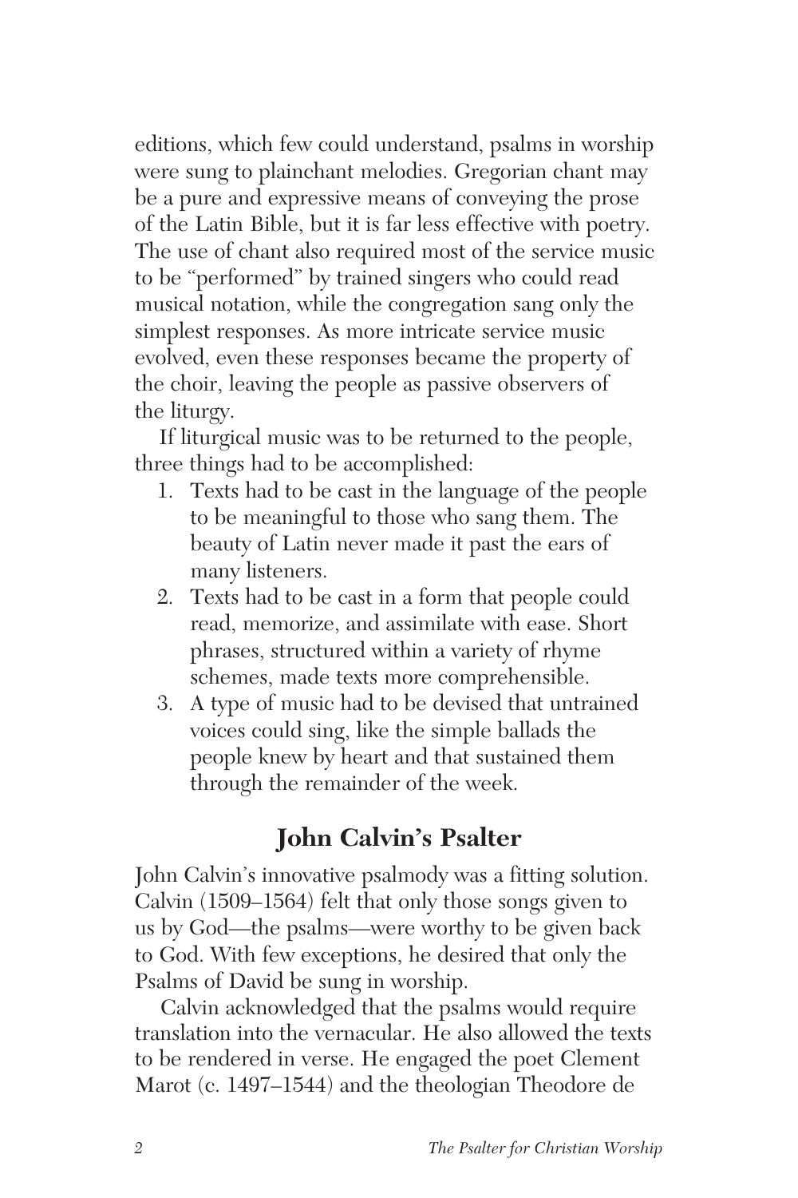editions, which few could understand, psalms in worship were sung to plainchant melodies. Gregorian chant may be a pure and expressive means of conveying the prose of the Latin Bible, but it is far less effective with poetry. The use of chant also required most of the service music to be "performed" by trained singers who could read musical notation, while the congregation sang only the simplest responses. As more intricate service music evolved, even these responses became the property of the choir, leaving the people as passive observers of the liturgy.

If liturgical music was to be returned to the people, three things had to be accomplished:

1. Texts had to be cast in the language of the people to be meaningful to those who sang them. The beauty of Latin never made it past the ears of many listeners.
2. Texts had to be cast in a form that people could read, memorize, and assimilate with ease. Short phrases, structured within a variety of rhyme schemes, made texts more comprehensible.
3. A type of music had to be devised that untrained voices could sing, like the simple ballads the people knew by heart and that sustained them through the remainder of the week.

## John Calvin's Psalter

John Calvin's innovative psalmody was a fitting solution. Calvin (1509–1564) felt that only those songs given to us by God—the psalms—were worthy to be given back to God. With few exceptions, he desired that only the Psalms of David be sung in worship.

Calvin acknowledged that the psalms would require translation into the vernacular. He also allowed the texts to be rendered in verse. He engaged the poet Clement Marot (c. 1497–1544) and the theologian Theodore de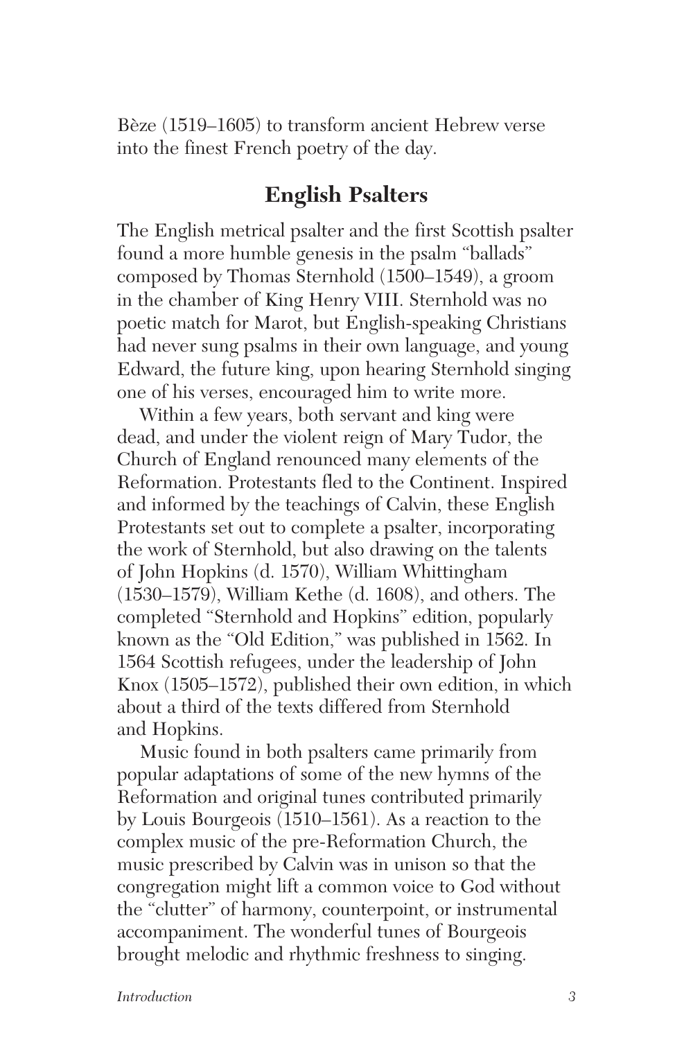Bèze (1519–1605) to transform ancient Hebrew verse into the finest French poetry of the day.

## English Psalters

The English metrical psalter and the first Scottish psalter found a more humble genesis in the psalm "ballads" composed by Thomas Sternhold (1500–1549), a groom in the chamber of King Henry VIII. Sternhold was no poetic match for Marot, but English-speaking Christians had never sung psalms in their own language, and young Edward, the future king, upon hearing Sternhold singing one of his verses, encouraged him to write more.

Within a few years, both servant and king were dead, and under the violent reign of Mary Tudor, the Church of England renounced many elements of the Reformation. Protestants fled to the Continent. Inspired and informed by the teachings of Calvin, these English Protestants set out to complete a psalter, incorporating the work of Sternhold, but also drawing on the talents of John Hopkins (d. 1570), William Whittingham (1530–1579), William Kethe (d. 1608), and others. The completed "Sternhold and Hopkins" edition, popularly known as the "Old Edition," was published in 1562. In 1564 Scottish refugees, under the leadership of John Knox (1505–1572), published their own edition, in which about a third of the texts differed from Sternhold and Hopkins.

Music found in both psalters came primarily from popular adaptations of some of the new hymns of the Reformation and original tunes contributed primarily by Louis Bourgeois (1510–1561). As a reaction to the complex music of the pre-Reformation Church, the music prescribed by Calvin was in unison so that the congregation might lift a common voice to God without the "clutter" of harmony, counterpoint, or instrumental accompaniment. The wonderful tunes of Bourgeois brought melodic and rhythmic freshness to singing.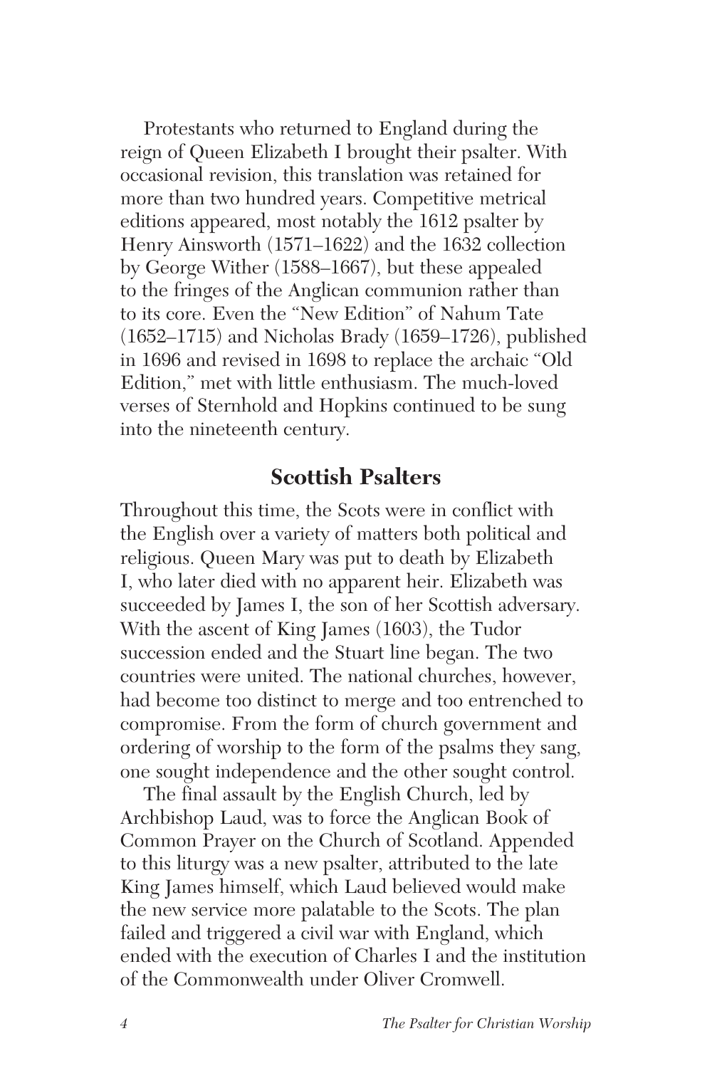Protestants who returned to England during the reign of Queen Elizabeth I brought their psalter. With occasional revision, this translation was retained for more than two hundred years. Competitive metrical editions appeared, most notably the 1612 psalter by Henry Ainsworth (1571–1622) and the 1632 collection by George Wither (1588–1667), but these appealed to the fringes of the Anglican communion rather than to its core. Even the "New Edition" of Nahum Tate (1652–1715) and Nicholas Brady (1659–1726), published in 1696 and revised in 1698 to replace the archaic "Old Edition," met with little enthusiasm. The much-loved verses of Sternhold and Hopkins continued to be sung into the nineteenth century.

## Scottish Psalters

Throughout this time, the Scots were in conflict with the English over a variety of matters both political and religious. Queen Mary was put to death by Elizabeth I, who later died with no apparent heir. Elizabeth was succeeded by James I, the son of her Scottish adversary. With the ascent of King James (1603), the Tudor succession ended and the Stuart line began. The two countries were united. The national churches, however, had become too distinct to merge and too entrenched to compromise. From the form of church government and ordering of worship to the form of the psalms they sang, one sought independence and the other sought control.

The final assault by the English Church, led by Archbishop Laud, was to force the Anglican Book of Common Prayer on the Church of Scotland. Appended to this liturgy was a new psalter, attributed to the late King James himself, which Laud believed would make the new service more palatable to the Scots. The plan failed and triggered a civil war with England, which ended with the execution of Charles I and the institution of the Commonwealth under Oliver Cromwell.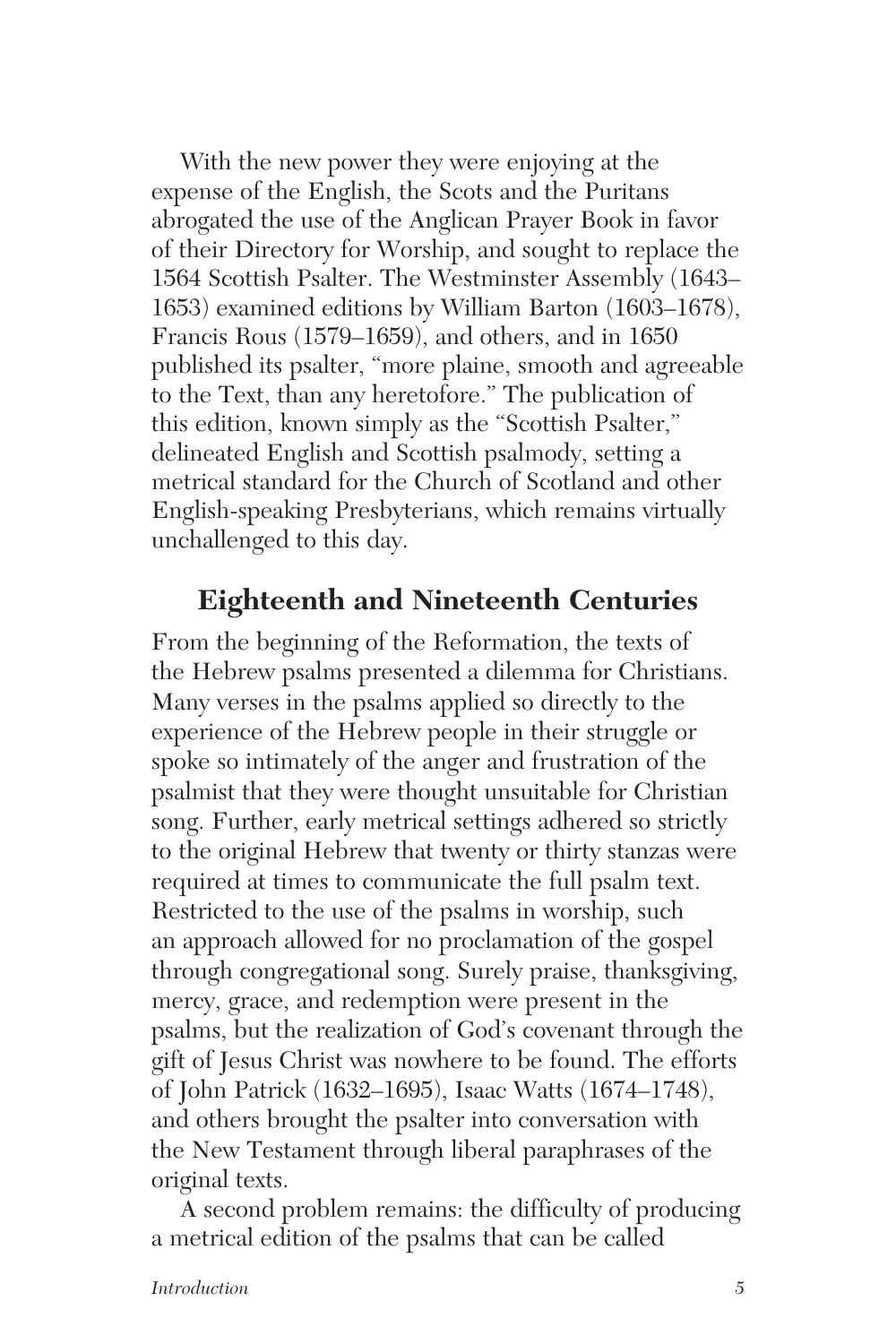With the new power they were enjoying at the expense of the English, the Scots and the Puritans abrogated the use of the Anglican Prayer Book in favor of their Directory for Worship, and sought to replace the 1564 Scottish Psalter. The Westminster Assembly (1643–1653) examined editions by William Barton (1603–1678), Francis Rous (1579–1659), and others, and in 1650 published its psalter, "more plaine, smooth and agreeable to the Text, than any heretofore." The publication of this edition, known simply as the "Scottish Psalter," delineated English and Scottish psalmody, setting a metrical standard for the Church of Scotland and other English-speaking Presbyterians, which remains virtually unchallenged to this day.

## Eighteenth and Nineteenth Centuries

From the beginning of the Reformation, the texts of the Hebrew psalms presented a dilemma for Christians. Many verses in the psalms applied so directly to the experience of the Hebrew people in their struggle or spoke so intimately of the anger and frustration of the psalmist that they were thought unsuitable for Christian song. Further, early metrical settings adhered so strictly to the original Hebrew that twenty or thirty stanzas were required at times to communicate the full psalm text. Restricted to the use of the psalms in worship, such an approach allowed for no proclamation of the gospel through congregational song. Surely praise, thanksgiving, mercy, grace, and redemption were present in the psalms, but the realization of God's covenant through the gift of Jesus Christ was nowhere to be found. The efforts of John Patrick (1632–1695), Isaac Watts (1674–1748), and others brought the psalter into conversation with the New Testament through liberal paraphrases of the original texts.

A second problem remains: the difficulty of producing a metrical edition of the psalms that can be called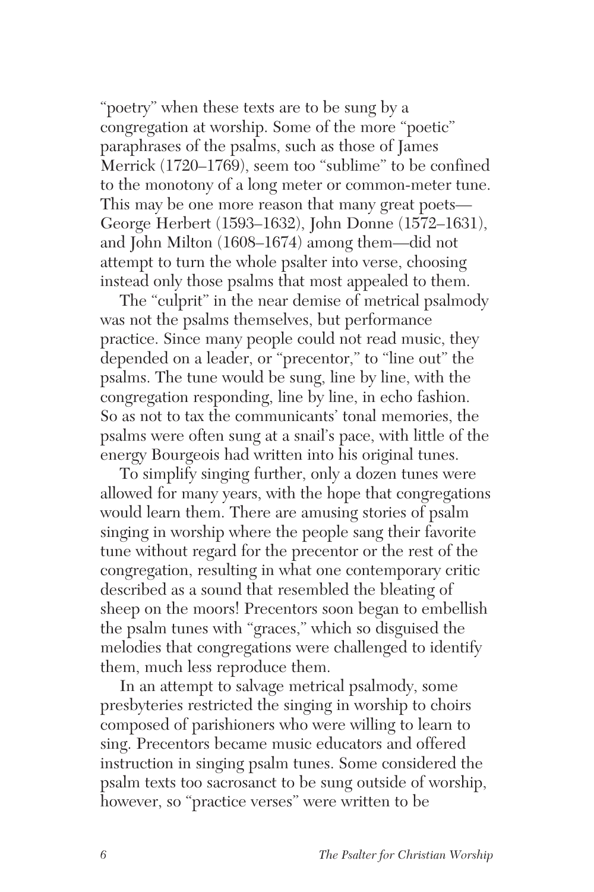"poetry" when these texts are to be sung by a congregation at worship. Some of the more "poetic" paraphrases of the psalms, such as those of James Merrick (1720–1769), seem too "sublime" to be confined to the monotony of a long meter or common-meter tune. This may be one more reason that many great poets—George Herbert (1593–1632), John Donne (1572–1631), and John Milton (1608–1674) among them—did not attempt to turn the whole psalter into verse, choosing instead only those psalms that most appealed to them.

The "culprit" in the near demise of metrical psalmody was not the psalms themselves, but performance practice. Since many people could not read music, they depended on a leader, or "precentor," to "line out" the psalms. The tune would be sung, line by line, with the congregation responding, line by line, in echo fashion. So as not to tax the communicants' tonal memories, the psalms were often sung at a snail's pace, with little of the energy Bourgeois had written into his original tunes.

To simplify singing further, only a dozen tunes were allowed for many years, with the hope that congregations would learn them. There are amusing stories of psalm singing in worship where the people sang their favorite tune without regard for the precentor or the rest of the congregation, resulting in what one contemporary critic described as a sound that resembled the bleating of sheep on the moors! Precentors soon began to embellish the psalm tunes with "graces," which so disguised the melodies that congregations were challenged to identify them, much less reproduce them.

In an attempt to salvage metrical psalmody, some presbyteries restricted the singing in worship to choirs composed of parishioners who were willing to learn to sing. Precentors became music educators and offered instruction in singing psalm tunes. Some considered the psalm texts too sacrosanct to be sung outside of worship, however, so "practice verses" were written to be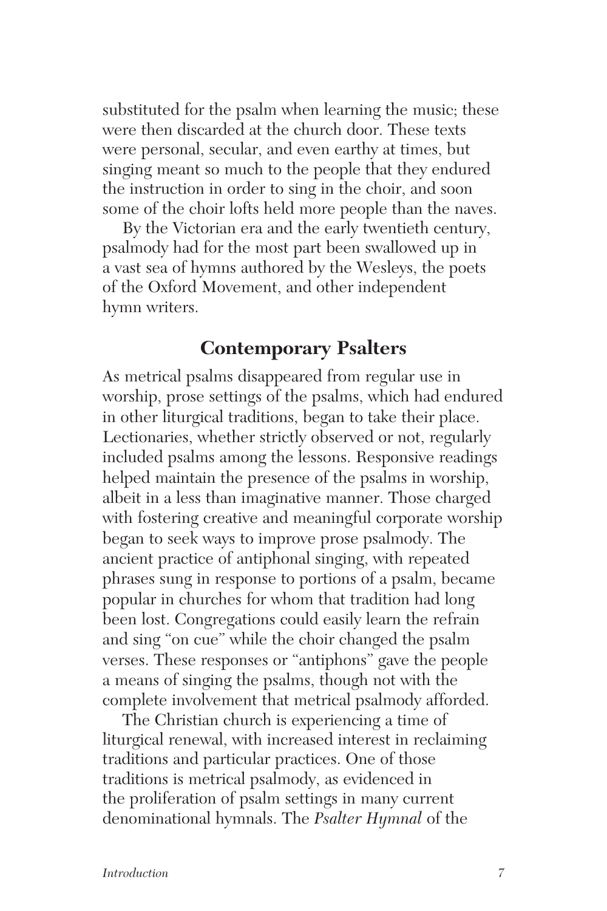substituted for the psalm when learning the music; these were then discarded at the church door. These texts were personal, secular, and even earthy at times, but singing meant so much to the people that they endured the instruction in order to sing in the choir, and soon some of the choir lofts held more people than the naves.

By the Victorian era and the early twentieth century, psalmody had for the most part been swallowed up in a vast sea of hymns authored by the Wesleys, the poets of the Oxford Movement, and other independent hymn writers.

## Contemporary Psalters

As metrical psalms disappeared from regular use in worship, prose settings of the psalms, which had endured in other liturgical traditions, began to take their place. Lectionaries, whether strictly observed or not, regularly included psalms among the lessons. Responsive readings helped maintain the presence of the psalms in worship, albeit in a less than imaginative manner. Those charged with fostering creative and meaningful corporate worship began to seek ways to improve prose psalmody. The ancient practice of antiphonal singing, with repeated phrases sung in response to portions of a psalm, became popular in churches for whom that tradition had long been lost. Congregations could easily learn the refrain and sing "on cue" while the choir changed the psalm verses. These responses or "antiphons" gave the people a means of singing the psalms, though not with the complete involvement that metrical psalmody afforded.

The Christian church is experiencing a time of liturgical renewal, with increased interest in reclaiming traditions and particular practices. One of those traditions is metrical psalmody, as evidenced in the proliferation of psalm settings in many current denominational hymnals. The *Psalter Hymnal* of the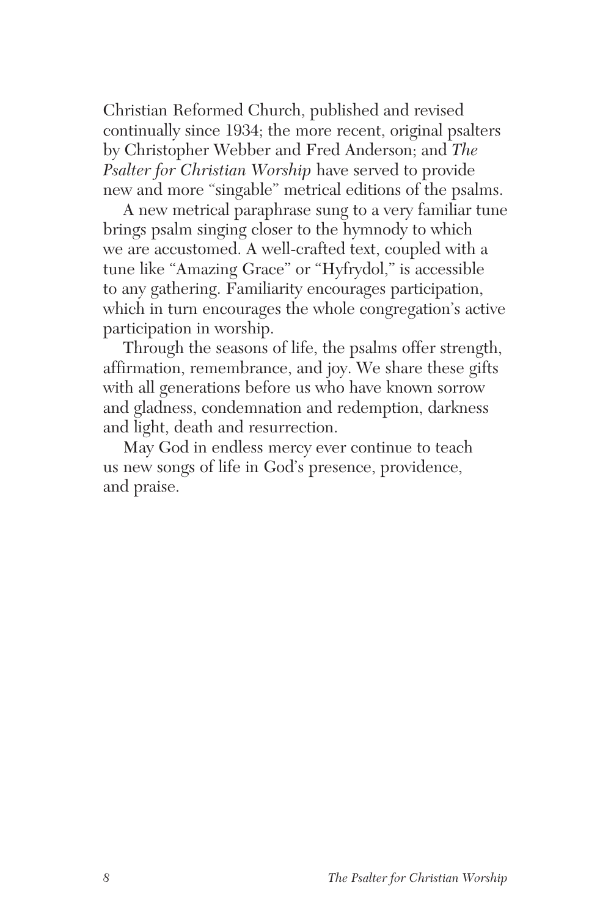Christian Reformed Church, published and revised continually since 1934; the more recent, original psalters by Christopher Webber and Fred Anderson; and *The Psalter for Christian Worship* have served to provide new and more "singable" metrical editions of the psalms.

A new metrical paraphrase sung to a very familiar tune brings psalm singing closer to the hymnody to which we are accustomed. A well-crafted text, coupled with a tune like "Amazing Grace" or "Hyfrydol," is accessible to any gathering. Familiarity encourages participation, which in turn encourages the whole congregation's active participation in worship.

Through the seasons of life, the psalms offer strength, affirmation, remembrance, and joy. We share these gifts with all generations before us who have known sorrow and gladness, condemnation and redemption, darkness and light, death and resurrection.

May God in endless mercy ever continue to teach us new songs of life in God's presence, providence, and praise.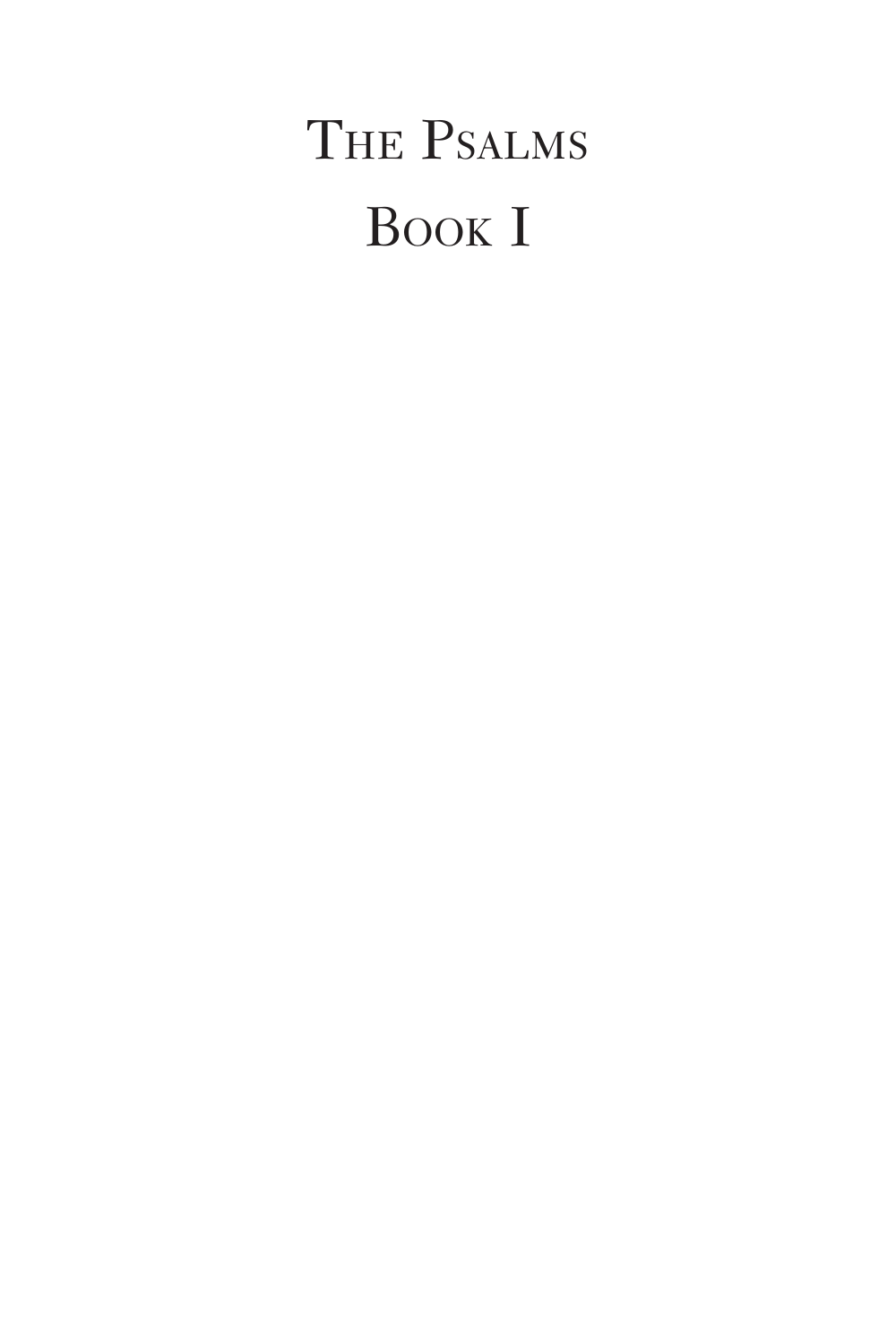# The Psalms

# Book I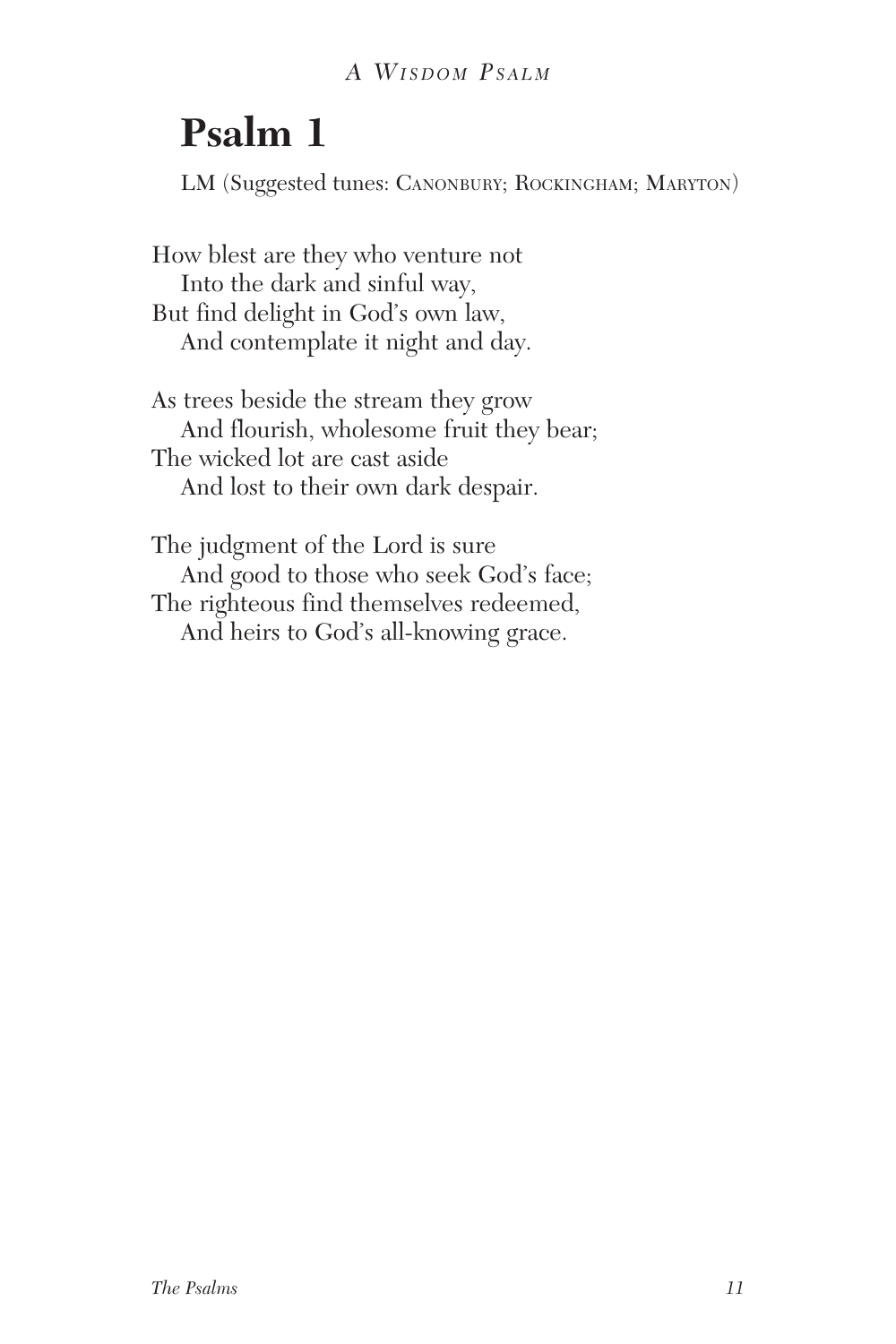*A Wisdom Psalm*

# Psalm 1

LM (Suggested tunes: Canonbury; Rockingham; Maryton)

How blest are they who venture not  
  Into the dark and sinful way,  
But find delight in God's own law,  
  And contemplate it night and day.

As trees beside the stream they grow  
  And flourish, wholesome fruit they bear;  
The wicked lot are cast aside  
  And lost to their own dark despair.

The judgment of the Lord is sure  
  And good to those who seek God's face;  
The righteous find themselves redeemed,  
  And heirs to God's all-knowing grace.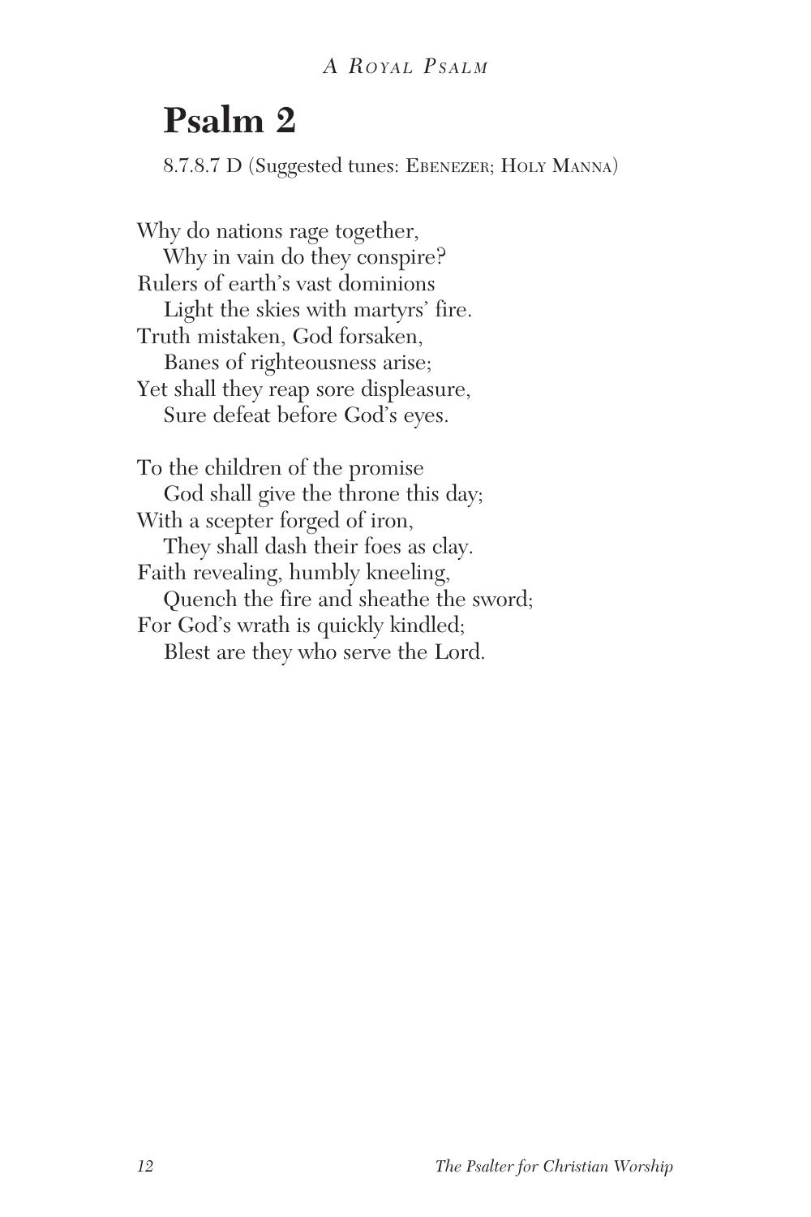*A Royal Psalm*

# Psalm 2

8.7.8.7 D (Suggested tunes: Ebenezer; Holy Manna)

Why do nations rage together,
  Why in vain do they conspire?
Rulers of earth's vast dominions
  Light the skies with martyrs' fire.
Truth mistaken, God forsaken,
  Banes of righteousness arise;
Yet shall they reap sore displeasure,
  Sure defeat before God's eyes.

To the children of the promise
  God shall give the throne this day;
With a scepter forged of iron,
  They shall dash their foes as clay.
Faith revealing, humbly kneeling,
  Quench the fire and sheathe the sword;
For God's wrath is quickly kindled;
  Blest are they who serve the Lord.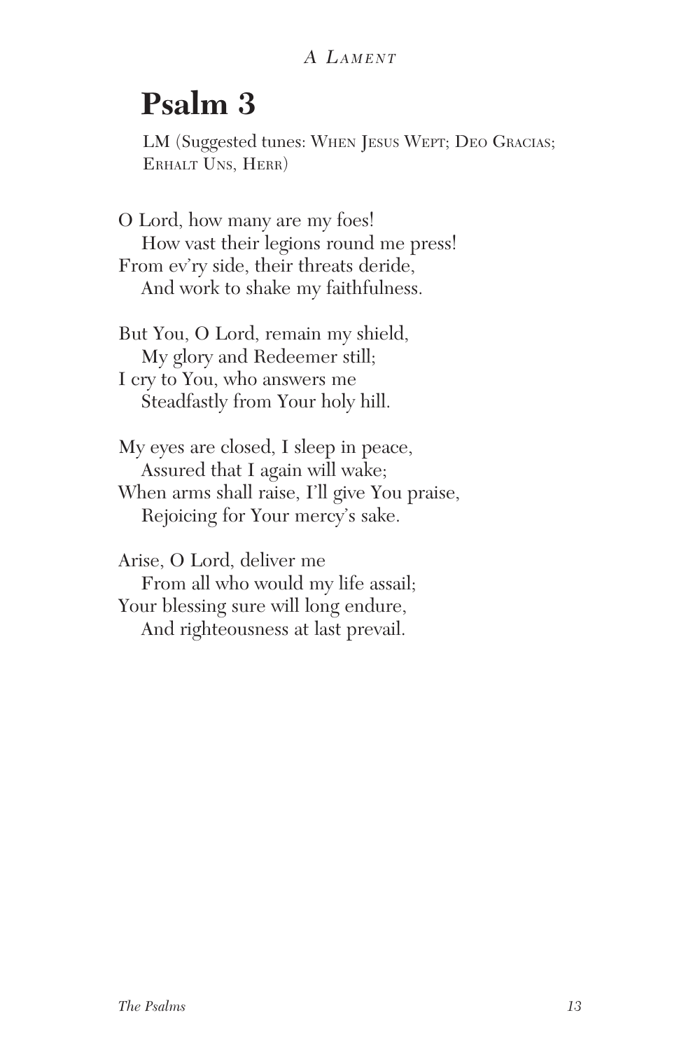# Psalm 3

LM (Suggested tunes: When Jesus Wept; Deo Gracias; Erhalt Uns, Herr)

O Lord, how many are my foes!
How vast their legions round me press!
From ev'ry side, their threats deride,
And work to shake my faithfulness.

But You, O Lord, remain my shield,
My glory and Redeemer still;
I cry to You, who answers me
Steadfastly from Your holy hill.

My eyes are closed, I sleep in peace,
Assured that I again will wake;
When arms shall raise, I'll give You praise,
Rejoicing for Your mercy's sake.

Arise, O Lord, deliver me
From all who would my life assail;
Your blessing sure will long endure,
And righteousness at last prevail.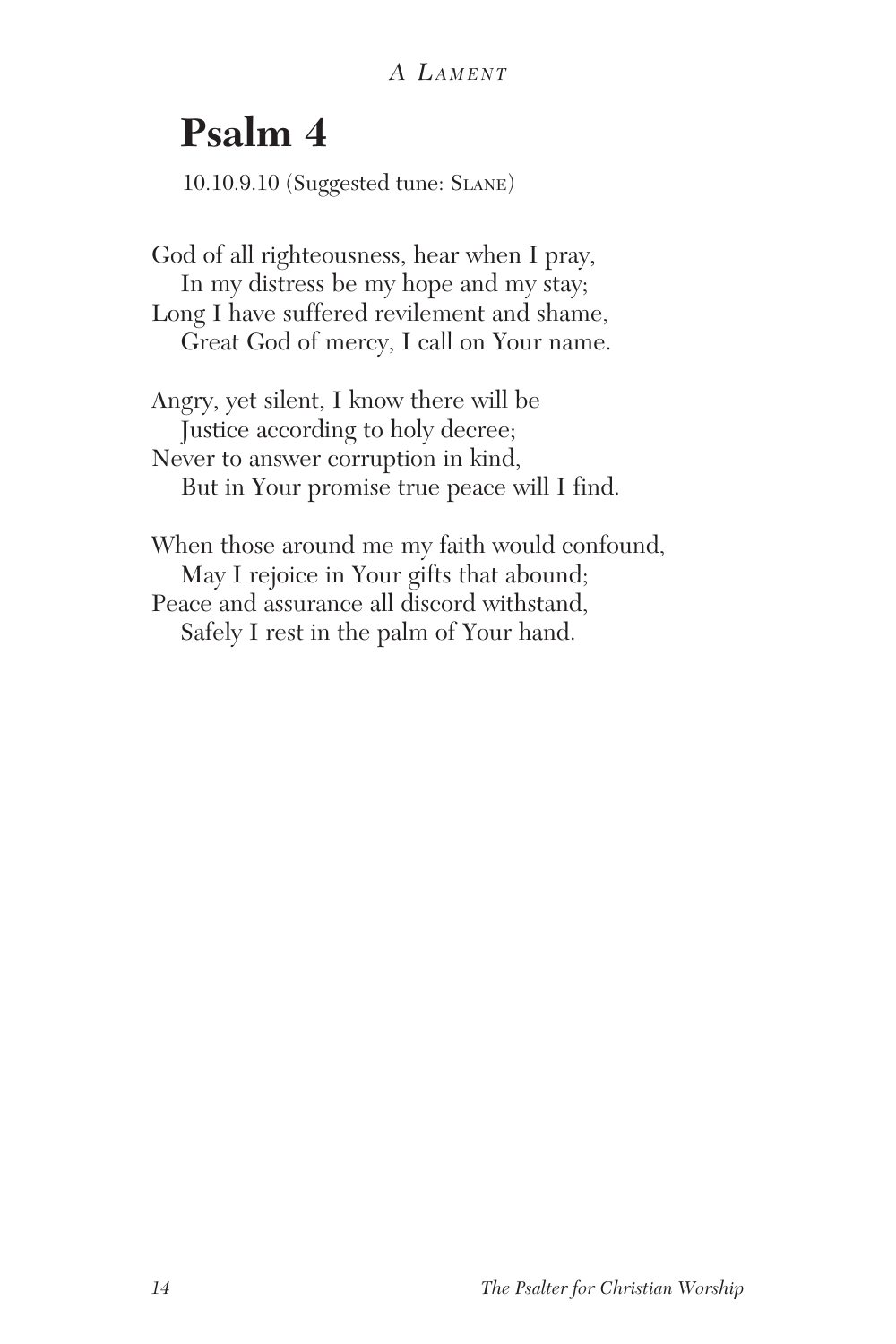*A Lament*

# Psalm 4

10.10.9.10 (Suggested tune: Slane)

God of all righteousness, hear when I pray,
  In my distress be my hope and my stay;
Long I have suffered revilement and shame,
  Great God of mercy, I call on Your name.

Angry, yet silent, I know there will be
  Justice according to holy decree;
Never to answer corruption in kind,
  But in Your promise true peace will I find.

When those around me my faith would confound,
  May I rejoice in Your gifts that abound;
Peace and assurance all discord withstand,
  Safely I rest in the palm of Your hand.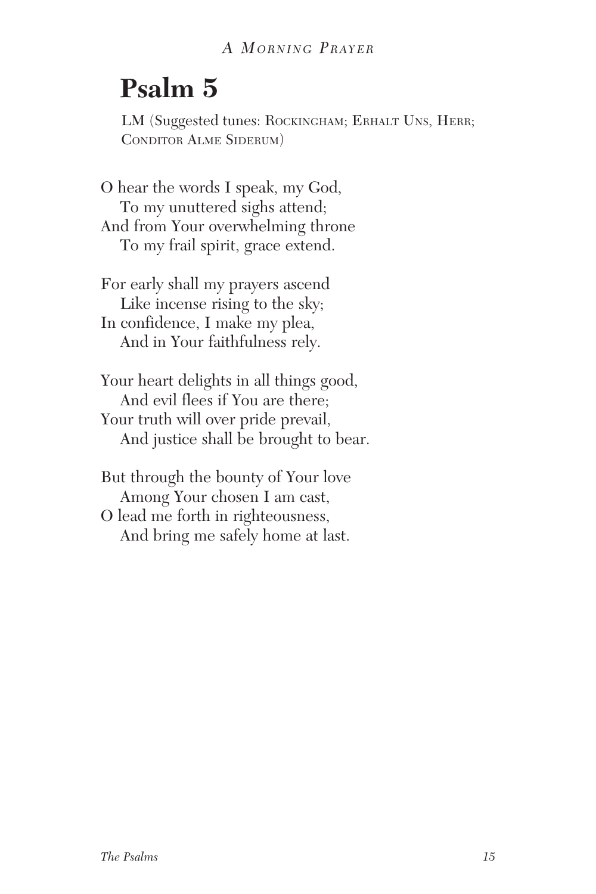# Psalm 5

LM (Suggested tunes: Rockingham; Erhalt Uns, Herr; Conditor Alme Siderum)

O hear the words I speak, my God,
  To my unuttered sighs attend;
And from Your overwhelming throne
  To my frail spirit, grace extend.

For early shall my prayers ascend
  Like incense rising to the sky;
In confidence, I make my plea,
  And in Your faithfulness rely.

Your heart delights in all things good,
  And evil flees if You are there;
Your truth will over pride prevail,
  And justice shall be brought to bear.

But through the bounty of Your love
  Among Your chosen I am cast,
O lead me forth in righteousness,
  And bring me safely home at last.